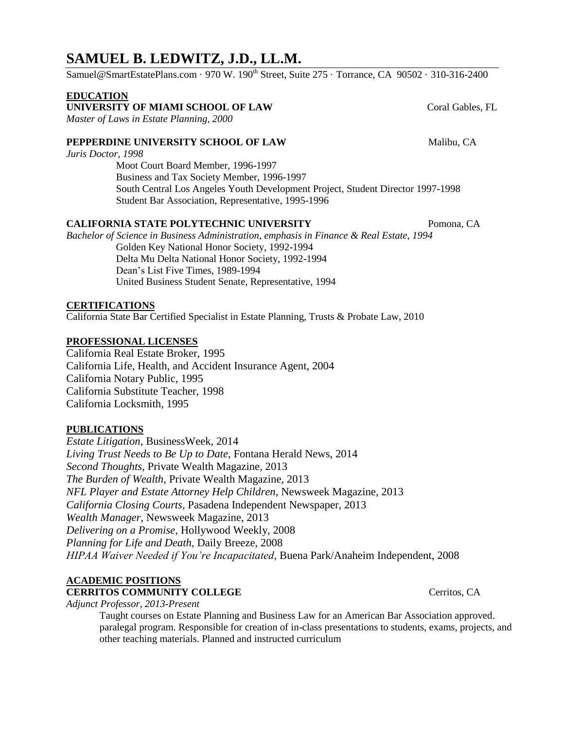# SAMUEL B. LEDWITZ, J.D., LL.M.

Samuel@SmartEstatePlans.com · 970 W. 190th Street, Suite 275 · Torrance, CA 90502 · 310-316-2400

## EDUCATION

**UNIVERSITY OF MIAMI SCHOOL OF LAW** — Coral Gables, FL

*Master of Laws in Estate Planning, 2000*

**PEPPERDINE UNIVERSITY SCHOOL OF LAW** — Malibu, CA

*Juris Doctor, 1998*

- Moot Court Board Member, 1996-1997
- Business and Tax Society Member, 1996-1997
- South Central Los Angeles Youth Development Project, Student Director 1997-1998
- Student Bar Association, Representative, 1995-1996

**CALIFORNIA STATE POLYTECHNIC UNIVERSITY** — Pomona, CA

*Bachelor of Science in Business Administration, emphasis in Finance & Real Estate, 1994*

- Golden Key National Honor Society, 1992-1994
- Delta Mu Delta National Honor Society, 1992-1994
- Dean's List Five Times, 1989-1994
- United Business Student Senate, Representative, 1994

## CERTIFICATIONS

California State Bar Certified Specialist in Estate Planning, Trusts & Probate Law, 2010

## PROFESSIONAL LICENSES

California Real Estate Broker, 1995
California Life, Health, and Accident Insurance Agent, 2004
California Notary Public, 1995
California Substitute Teacher, 1998
California Locksmith, 1995

## PUBLICATIONS

*Estate Litigation*, BusinessWeek, 2014
*Living Trust Needs to Be Up to Date*, Fontana Herald News, 2014
*Second Thoughts*, Private Wealth Magazine, 2013
*The Burden of Wealth*, Private Wealth Magazine, 2013
*NFL Player and Estate Attorney Help Children*, Newsweek Magazine, 2013
*California Closing Courts*, Pasadena Independent Newspaper, 2013
*Wealth Manager*, Newsweek Magazine, 2013
*Delivering on a Promise*, Hollywood Weekly, 2008
*Planning for Life and Death*, Daily Breeze, 2008
*HIPAA Waiver Needed if You're Incapacitated*, Buena Park/Anaheim Independent, 2008

## ACADEMIC POSITIONS

**CERRITOS COMMUNITY COLLEGE** — Cerritos, CA

*Adjunct Professor, 2013-Present*

Taught courses on Estate Planning and Business Law for an American Bar Association approved. paralegal program. Responsible for creation of in-class presentations to students, exams, projects, and other teaching materials. Planned and instructed curriculum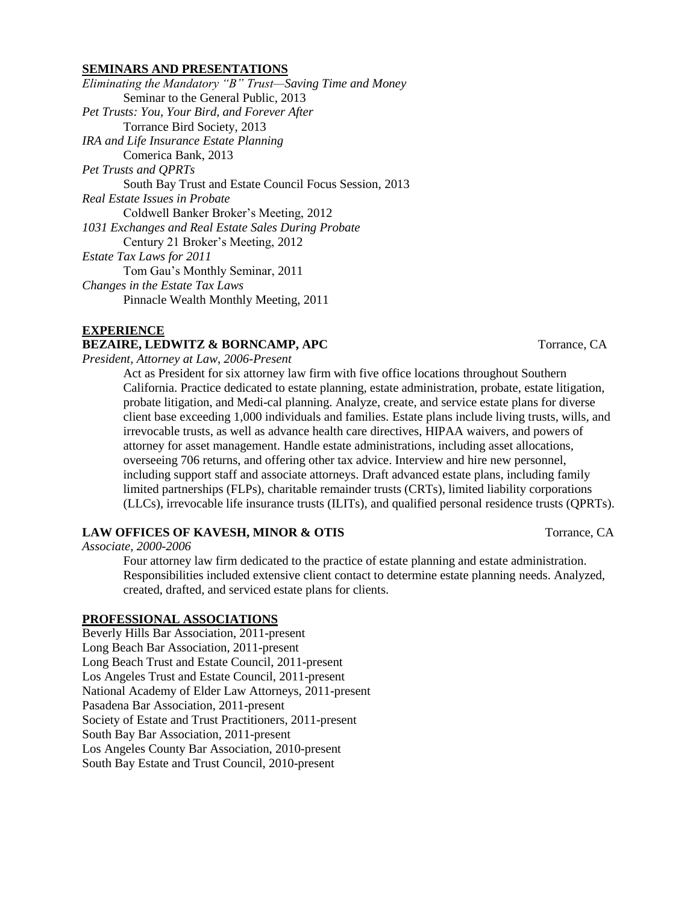## SEMINARS AND PRESENTATIONS

*Eliminating the Mandatory "B" Trust—Saving Time and Money*
Seminar to the General Public, 2013

*Pet Trusts: You, Your Bird, and Forever After*
Torrance Bird Society, 2013

*IRA and Life Insurance Estate Planning*
Comerica Bank, 2013

*Pet Trusts and QPRTs*
South Bay Trust and Estate Council Focus Session, 2013

*Real Estate Issues in Probate*
Coldwell Banker Broker's Meeting, 2012

*1031 Exchanges and Real Estate Sales During Probate*
Century 21 Broker's Meeting, 2012

*Estate Tax Laws for 2011*
Tom Gau's Monthly Seminar, 2011

*Changes in the Estate Tax Laws*
Pinnacle Wealth Monthly Meeting, 2011

## EXPERIENCE

**BEZAIRE, LEDWITZ & BORNCAMP, APC** Torrance, CA

*President, Attorney at Law, 2006-Present*

Act as President for six attorney law firm with five office locations throughout Southern California. Practice dedicated to estate planning, estate administration, probate, estate litigation, probate litigation, and Medi-cal planning. Analyze, create, and service estate plans for diverse client base exceeding 1,000 individuals and families. Estate plans include living trusts, wills, and irrevocable trusts, as well as advance health care directives, HIPAA waivers, and powers of attorney for asset management. Handle estate administrations, including asset allocations, overseeing 706 returns, and offering other tax advice. Interview and hire new personnel, including support staff and associate attorneys. Draft advanced estate plans, including family limited partnerships (FLPs), charitable remainder trusts (CRTs), limited liability corporations (LLCs), irrevocable life insurance trusts (ILITs), and qualified personal residence trusts (QPRTs).

**LAW OFFICES OF KAVESH, MINOR & OTIS** Torrance, CA

*Associate, 2000-2006*

Four attorney law firm dedicated to the practice of estate planning and estate administration. Responsibilities included extensive client contact to determine estate planning needs. Analyzed, created, drafted, and serviced estate plans for clients.

## PROFESSIONAL ASSOCIATIONS

Beverly Hills Bar Association, 2011-present
Long Beach Bar Association, 2011-present
Long Beach Trust and Estate Council, 2011-present
Los Angeles Trust and Estate Council, 2011-present
National Academy of Elder Law Attorneys, 2011-present
Pasadena Bar Association, 2011-present
Society of Estate and Trust Practitioners, 2011-present
South Bay Bar Association, 2011-present
Los Angeles County Bar Association, 2010-present
South Bay Estate and Trust Council, 2010-present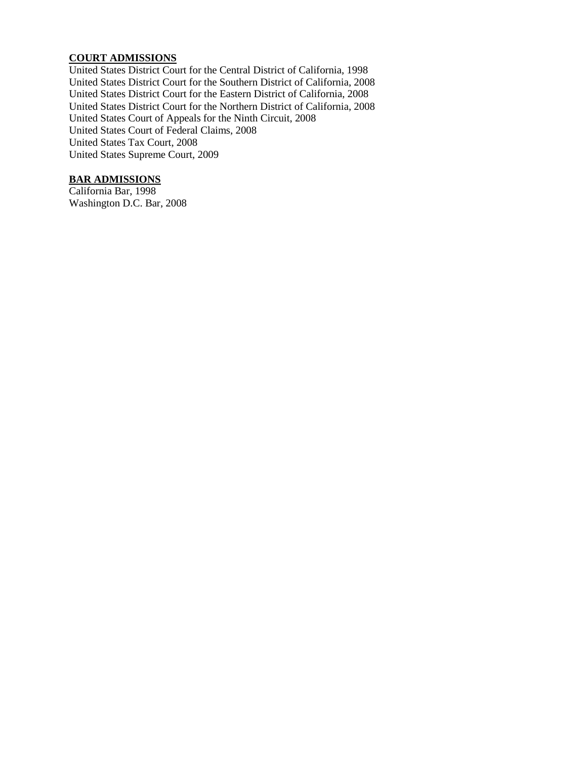**COURT ADMISSIONS**

United States District Court for the Central District of California, 1998
United States District Court for the Southern District of California, 2008
United States District Court for the Eastern District of California, 2008
United States District Court for the Northern District of California, 2008
United States Court of Appeals for the Ninth Circuit, 2008
United States Court of Federal Claims, 2008
United States Tax Court, 2008
United States Supreme Court, 2009

**BAR ADMISSIONS**

California Bar, 1998
Washington D.C. Bar, 2008